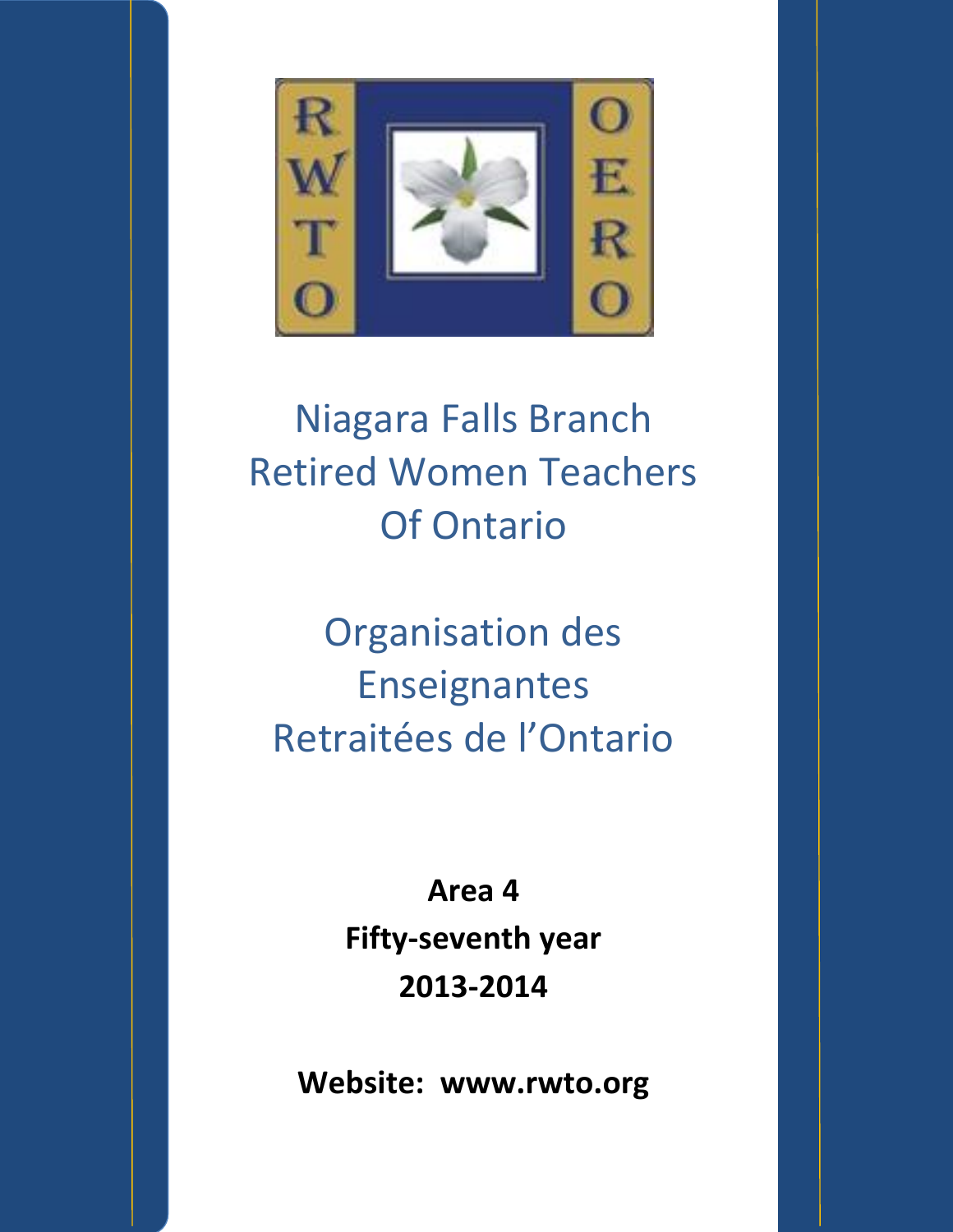# Niagara Falls Branch Retired Women Teachers Of Ontario

# Organisation des Enseignantes Retraitées de l'Ontario

**Area 4**

**Fifty-seventh year**

**2013-2014**

**Website: www.rwto.org**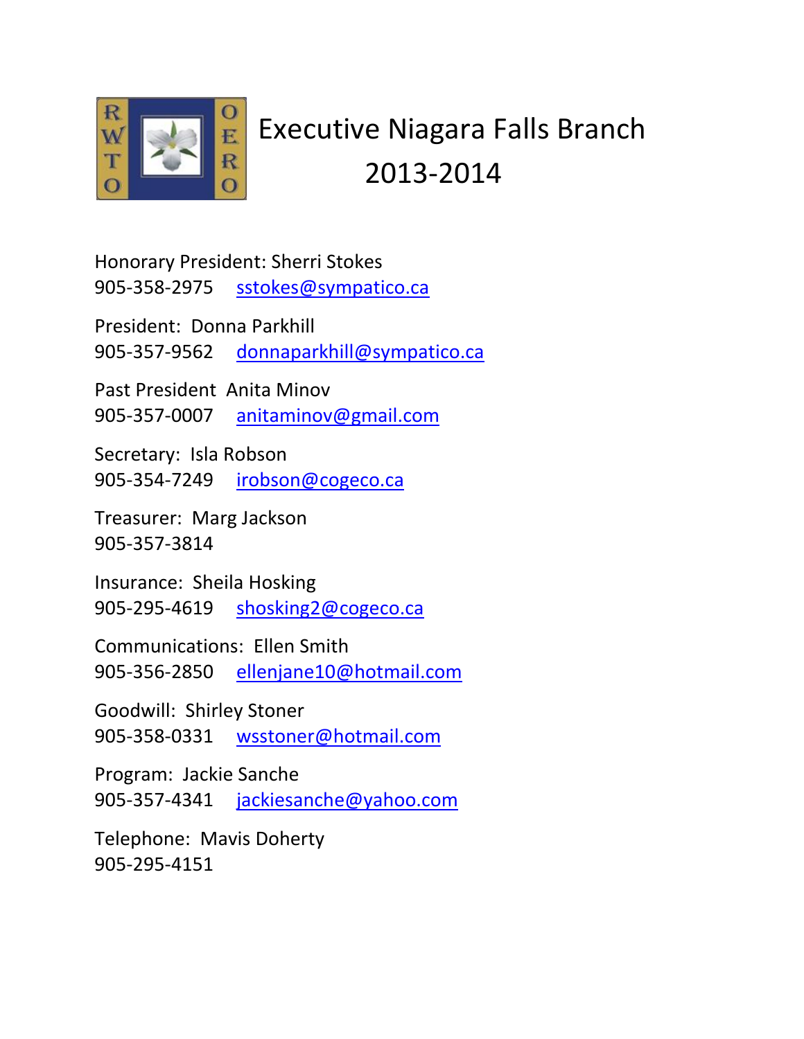# Executive Niagara Falls Branch 2013-2014

Honorary President: Sherri Stokes
905-358-2975 sstokes@sympatico.ca

President: Donna Parkhill
905-357-9562 donnaparkhill@sympatico.ca

Past President Anita Minov
905-357-0007 anitaminov@gmail.com

Secretary: Isla Robson
905-354-7249 irobson@cogeco.ca

Treasurer: Marg Jackson
905-357-3814

Insurance: Sheila Hosking
905-295-4619 shosking2@cogeco.ca

Communications: Ellen Smith
905-356-2850 ellenjane10@hotmail.com

Goodwill: Shirley Stoner
905-358-0331 wsstoner@hotmail.com

Program: Jackie Sanche
905-357-4341 jackiesanche@yahoo.com

Telephone: Mavis Doherty
905-295-4151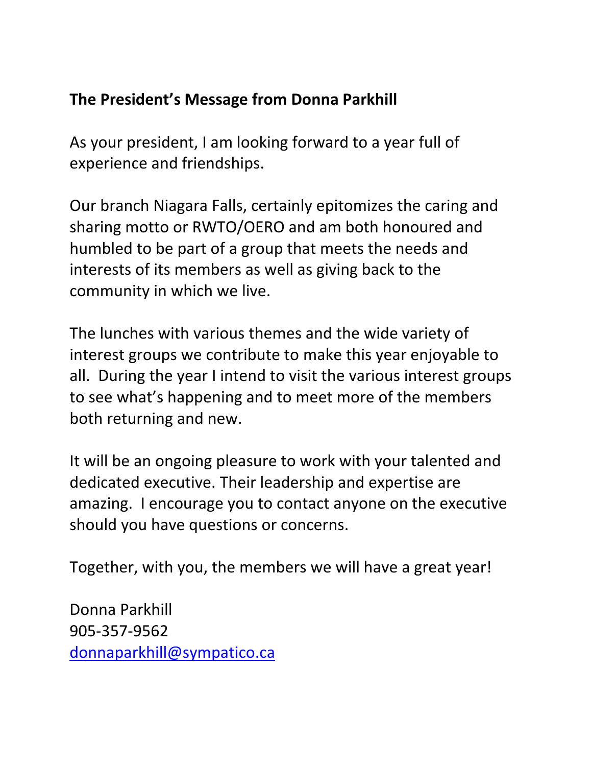**The President's Message from Donna Parkhill**

As your president, I am looking forward to a year full of experience and friendships.

Our branch Niagara Falls, certainly epitomizes the caring and sharing motto or RWTO/OERO and am both honoured and humbled to be part of a group that meets the needs and interests of its members as well as giving back to the community in which we live.

The lunches with various themes and the wide variety of interest groups we contribute to make this year enjoyable to all. During the year I intend to visit the various interest groups to see what's happening and to meet more of the members both returning and new.

It will be an ongoing pleasure to work with your talented and dedicated executive. Their leadership and expertise are amazing. I encourage you to contact anyone on the executive should you have questions or concerns.

Together, with you, the members we will have a great year!

Donna Parkhill
905-357-9562
donnaparkhill@sympatico.ca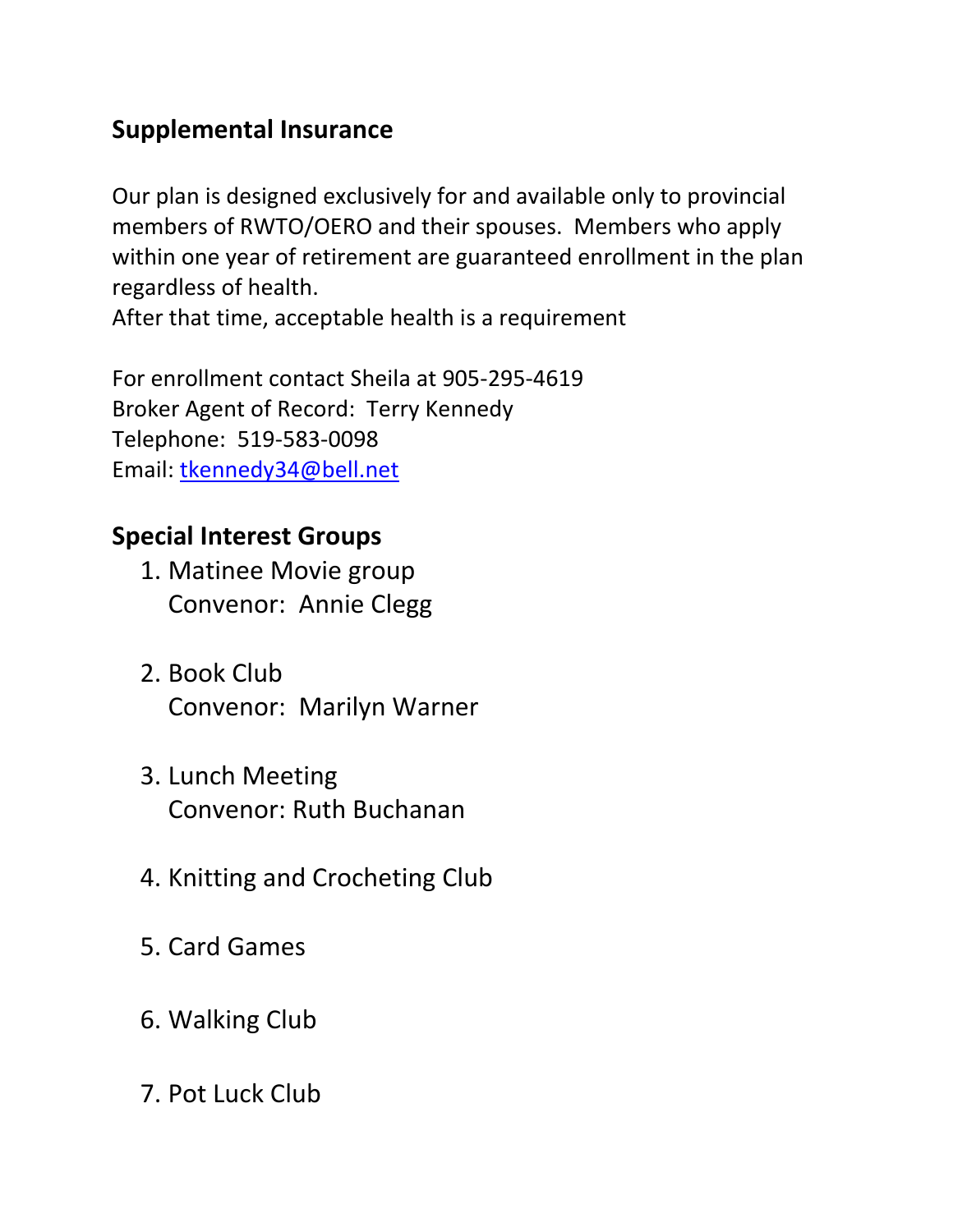## Supplemental Insurance

Our plan is designed exclusively for and available only to provincial members of RWTO/OERO and their spouses. Members who apply within one year of retirement are guaranteed enrollment in the plan regardless of health.
After that time, acceptable health is a requirement

For enrollment contact Sheila at 905-295-4619
Broker Agent of Record: Terry Kennedy
Telephone: 519-583-0098
Email: tkennedy34@bell.net

## Special Interest Groups

1. Matinee Movie group
   Convenor: Annie Clegg

2. Book Club
   Convenor: Marilyn Warner

3. Lunch Meeting
   Convenor: Ruth Buchanan

4. Knitting and Crocheting Club

5. Card Games

6. Walking Club

7. Pot Luck Club